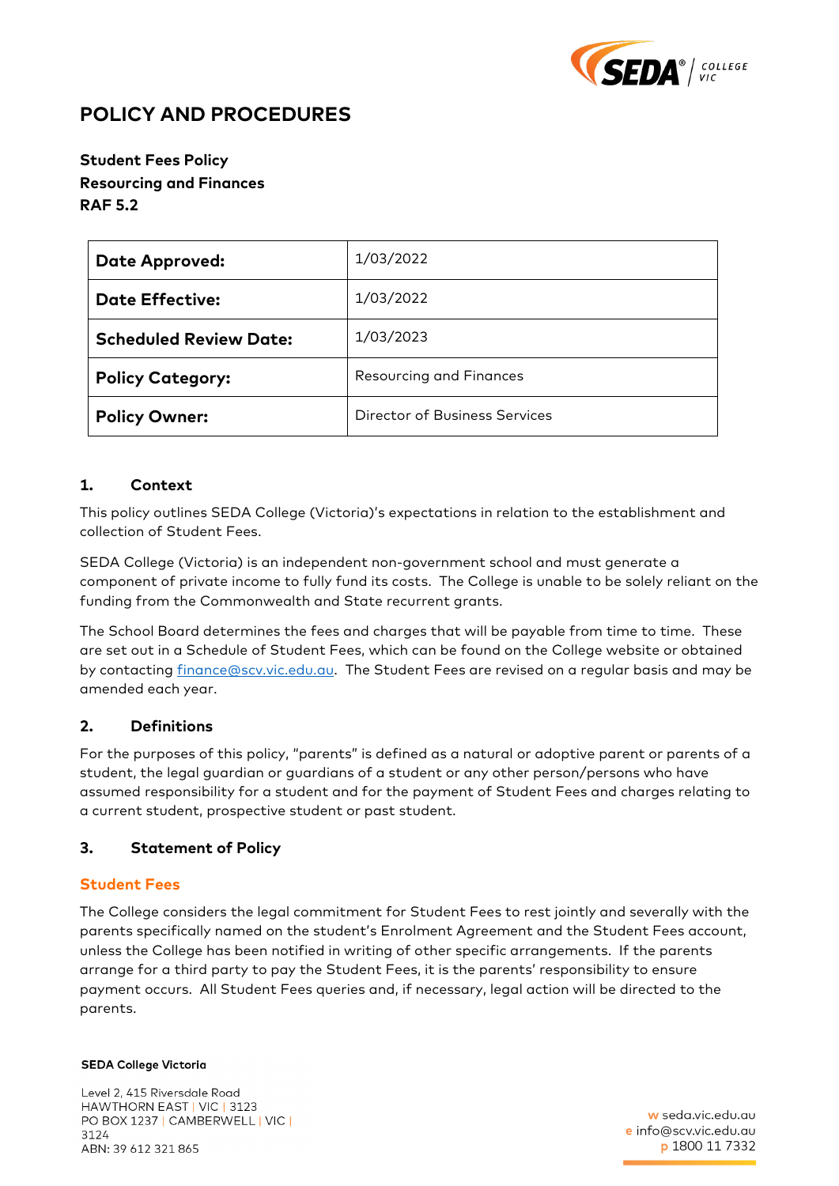# POLICY AND PROCEDURES

**Student Fees Policy**
**Resourcing and Finances**
**RAF 5.2**

| | |
|---|---|
| **Date Approved:** | 1/03/2022 |
| **Date Effective:** | 1/03/2022 |
| **Scheduled Review Date:** | 1/03/2023 |
| **Policy Category:** | Resourcing and Finances |
| **Policy Owner:** | Director of Business Services |

## 1. Context

This policy outlines SEDA College (Victoria)'s expectations in relation to the establishment and collection of Student Fees.

SEDA College (Victoria) is an independent non-government school and must generate a component of private income to fully fund its costs. The College is unable to be solely reliant on the funding from the Commonwealth and State recurrent grants.

The School Board determines the fees and charges that will be payable from time to time. These are set out in a Schedule of Student Fees, which can be found on the College website or obtained by contacting finance@scv.vic.edu.au. The Student Fees are revised on a regular basis and may be amended each year.

## 2. Definitions

For the purposes of this policy, "parents" is defined as a natural or adoptive parent or parents of a student, the legal guardian or guardians of a student or any other person/persons who have assumed responsibility for a student and for the payment of Student Fees and charges relating to a current student, prospective student or past student.

## 3. Statement of Policy

### Student Fees

The College considers the legal commitment for Student Fees to rest jointly and severally with the parents specifically named on the student's Enrolment Agreement and the Student Fees account, unless the College has been notified in writing of other specific arrangements. If the parents arrange for a third party to pay the Student Fees, it is the parents' responsibility to ensure payment occurs. All Student Fees queries and, if necessary, legal action will be directed to the parents.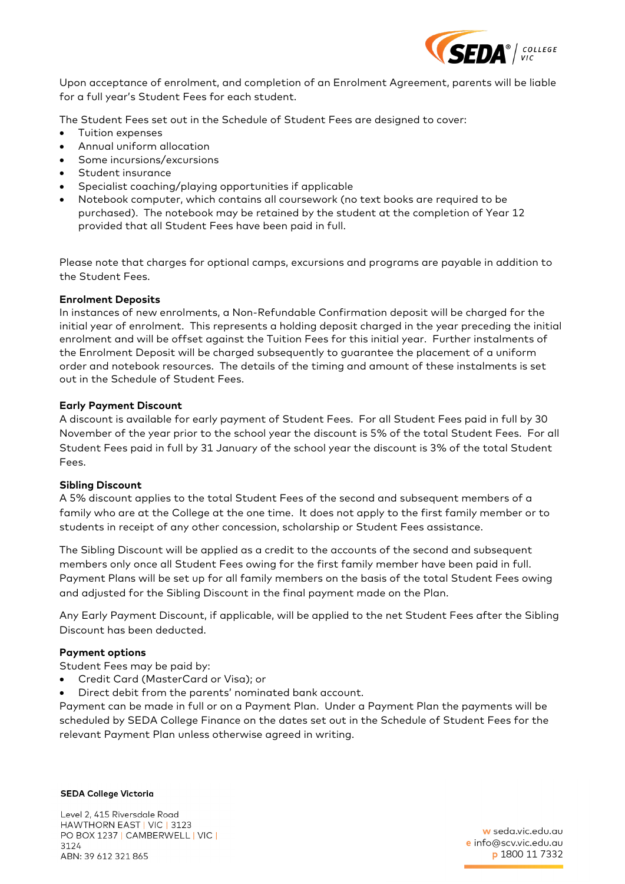Upon acceptance of enrolment, and completion of an Enrolment Agreement, parents will be liable for a full year's Student Fees for each student.

The Student Fees set out in the Schedule of Student Fees are designed to cover:

- Tuition expenses
- Annual uniform allocation
- Some incursions/excursions
- Student insurance
- Specialist coaching/playing opportunities if applicable
- Notebook computer, which contains all coursework (no text books are required to be purchased). The notebook may be retained by the student at the completion of Year 12 provided that all Student Fees have been paid in full.

Please note that charges for optional camps, excursions and programs are payable in addition to the Student Fees.

**Enrolment Deposits**

In instances of new enrolments, a Non-Refundable Confirmation deposit will be charged for the initial year of enrolment. This represents a holding deposit charged in the year preceding the initial enrolment and will be offset against the Tuition Fees for this initial year. Further instalments of the Enrolment Deposit will be charged subsequently to guarantee the placement of a uniform order and notebook resources. The details of the timing and amount of these instalments is set out in the Schedule of Student Fees.

**Early Payment Discount**

A discount is available for early payment of Student Fees. For all Student Fees paid in full by 30 November of the year prior to the school year the discount is 5% of the total Student Fees. For all Student Fees paid in full by 31 January of the school year the discount is 3% of the total Student Fees.

**Sibling Discount**

A 5% discount applies to the total Student Fees of the second and subsequent members of a family who are at the College at the one time. It does not apply to the first family member or to students in receipt of any other concession, scholarship or Student Fees assistance.

The Sibling Discount will be applied as a credit to the accounts of the second and subsequent members only once all Student Fees owing for the first family member have been paid in full. Payment Plans will be set up for all family members on the basis of the total Student Fees owing and adjusted for the Sibling Discount in the final payment made on the Plan.

Any Early Payment Discount, if applicable, will be applied to the net Student Fees after the Sibling Discount has been deducted.

**Payment options**

Student Fees may be paid by:

- Credit Card (MasterCard or Visa); or
- Direct debit from the parents' nominated bank account.

Payment can be made in full or on a Payment Plan. Under a Payment Plan the payments will be scheduled by SEDA College Finance on the dates set out in the Schedule of Student Fees for the relevant Payment Plan unless otherwise agreed in writing.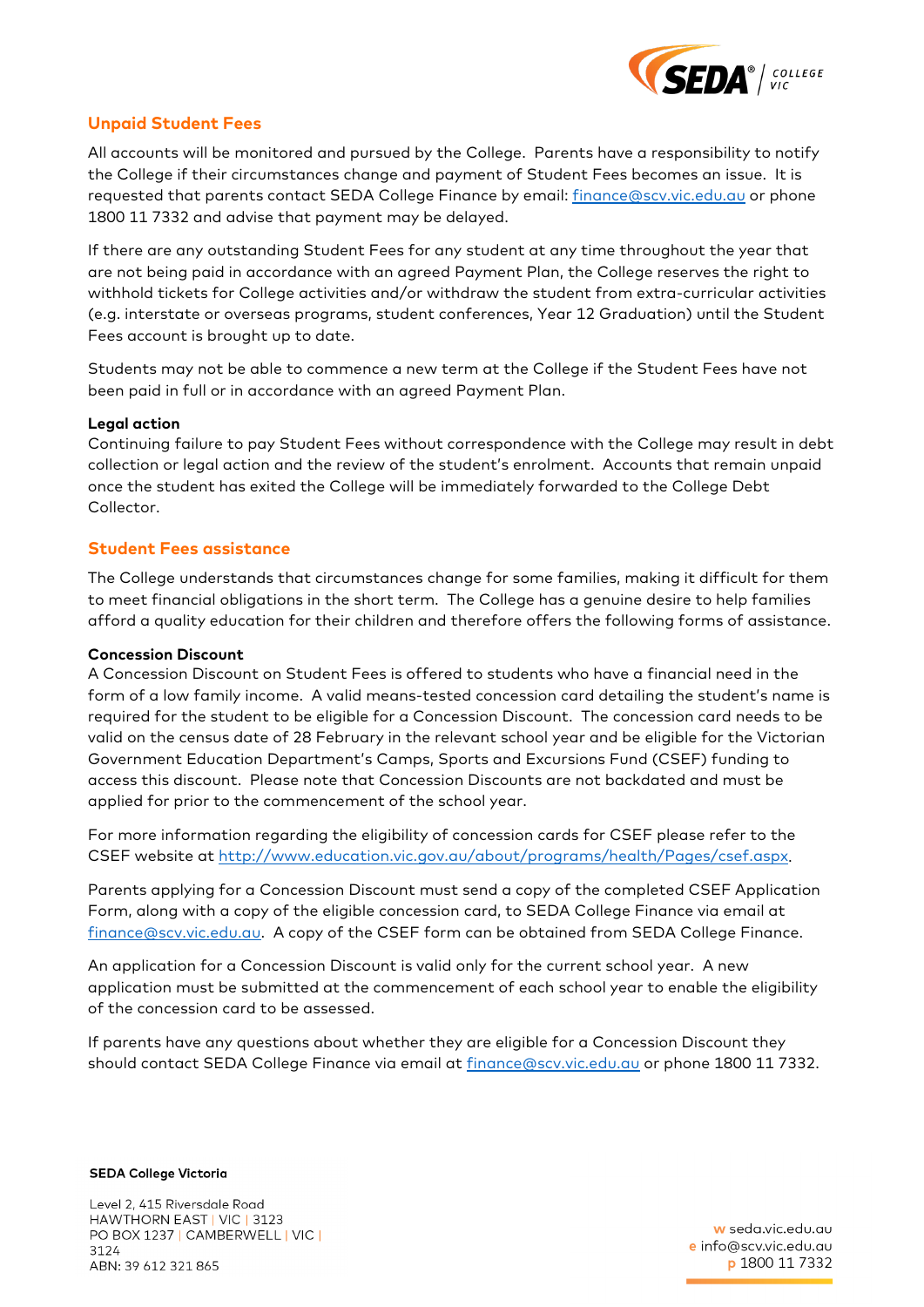## Unpaid Student Fees

All accounts will be monitored and pursued by the College. Parents have a responsibility to notify the College if their circumstances change and payment of Student Fees becomes an issue. It is requested that parents contact SEDA College Finance by email: finance@scv.vic.edu.au or phone 1800 11 7332 and advise that payment may be delayed.

If there are any outstanding Student Fees for any student at any time throughout the year that are not being paid in accordance with an agreed Payment Plan, the College reserves the right to withhold tickets for College activities and/or withdraw the student from extra-curricular activities (e.g. interstate or overseas programs, student conferences, Year 12 Graduation) until the Student Fees account is brought up to date.

Students may not be able to commence a new term at the College if the Student Fees have not been paid in full or in accordance with an agreed Payment Plan.

### Legal action

Continuing failure to pay Student Fees without correspondence with the College may result in debt collection or legal action and the review of the student's enrolment. Accounts that remain unpaid once the student has exited the College will be immediately forwarded to the College Debt Collector.

## Student Fees assistance

The College understands that circumstances change for some families, making it difficult for them to meet financial obligations in the short term. The College has a genuine desire to help families afford a quality education for their children and therefore offers the following forms of assistance.

### Concession Discount

A Concession Discount on Student Fees is offered to students who have a financial need in the form of a low family income. A valid means-tested concession card detailing the student's name is required for the student to be eligible for a Concession Discount. The concession card needs to be valid on the census date of 28 February in the relevant school year and be eligible for the Victorian Government Education Department's Camps, Sports and Excursions Fund (CSEF) funding to access this discount. Please note that Concession Discounts are not backdated and must be applied for prior to the commencement of the school year.

For more information regarding the eligibility of concession cards for CSEF please refer to the CSEF website at http://www.education.vic.gov.au/about/programs/health/Pages/csef.aspx.

Parents applying for a Concession Discount must send a copy of the completed CSEF Application Form, along with a copy of the eligible concession card, to SEDA College Finance via email at finance@scv.vic.edu.au. A copy of the CSEF form can be obtained from SEDA College Finance.

An application for a Concession Discount is valid only for the current school year. A new application must be submitted at the commencement of each school year to enable the eligibility of the concession card to be assessed.

If parents have any questions about whether they are eligible for a Concession Discount they should contact SEDA College Finance via email at finance@scv.vic.edu.au or phone 1800 11 7332.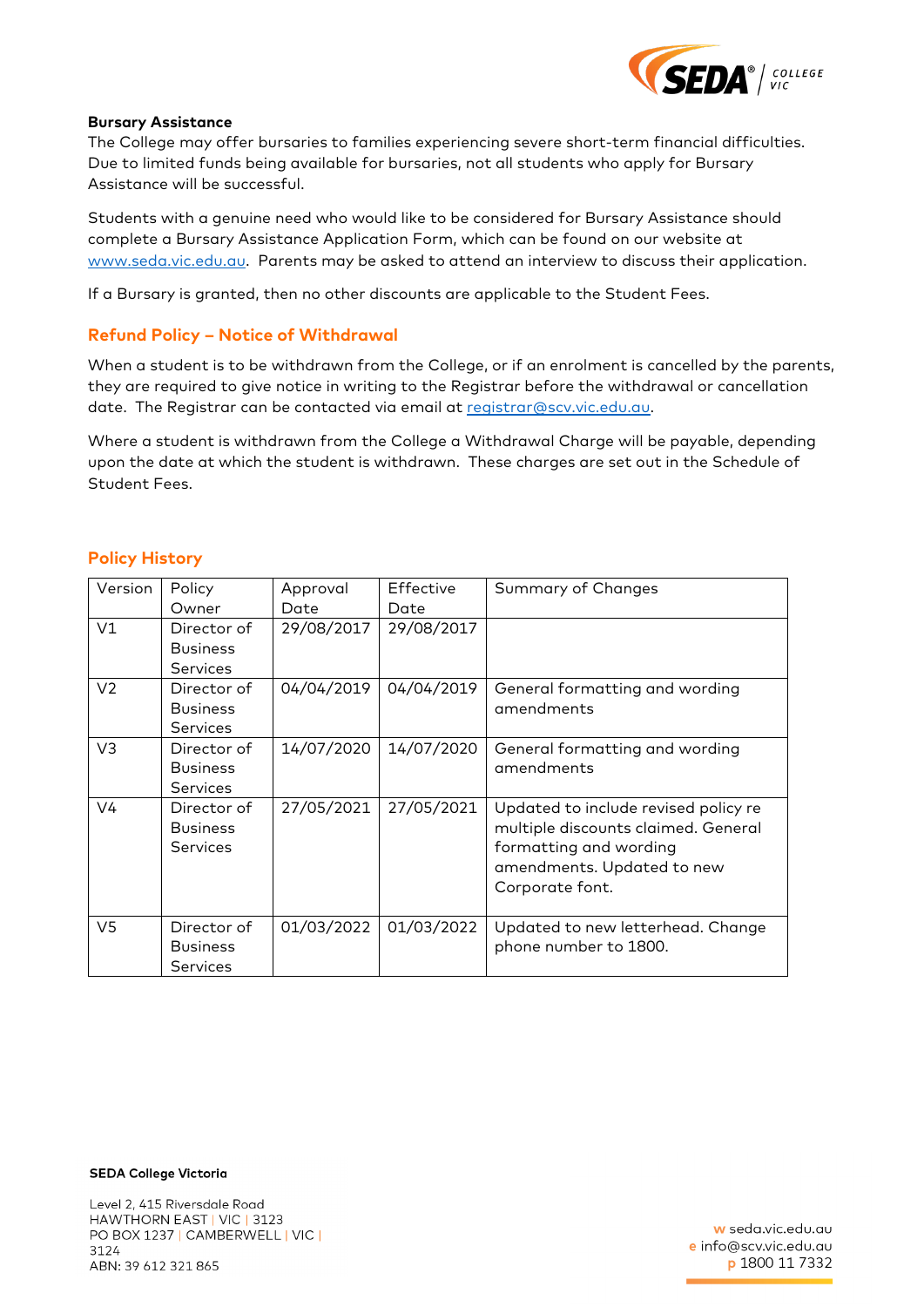**Bursary Assistance**

The College may offer bursaries to families experiencing severe short-term financial difficulties. Due to limited funds being available for bursaries, not all students who apply for Bursary Assistance will be successful.

Students with a genuine need who would like to be considered for Bursary Assistance should complete a Bursary Assistance Application Form, which can be found on our website at www.seda.vic.edu.au. Parents may be asked to attend an interview to discuss their application.

If a Bursary is granted, then no other discounts are applicable to the Student Fees.

## Refund Policy – Notice of Withdrawal

When a student is to be withdrawn from the College, or if an enrolment is cancelled by the parents, they are required to give notice in writing to the Registrar before the withdrawal or cancellation date. The Registrar can be contacted via email at registrar@scv.vic.edu.au.

Where a student is withdrawn from the College a Withdrawal Charge will be payable, depending upon the date at which the student is withdrawn. These charges are set out in the Schedule of Student Fees.

## Policy History

| Version | Policy Owner | Approval Date | Effective Date | Summary of Changes |
|---|---|---|---|---|
| V1 | Director of Business Services | 29/08/2017 | 29/08/2017 | |
| V2 | Director of Business Services | 04/04/2019 | 04/04/2019 | General formatting and wording amendments |
| V3 | Director of Business Services | 14/07/2020 | 14/07/2020 | General formatting and wording amendments |
| V4 | Director of Business Services | 27/05/2021 | 27/05/2021 | Updated to include revised policy re multiple discounts claimed. General formatting and wording amendments. Updated to new Corporate font. |
| V5 | Director of Business Services | 01/03/2022 | 01/03/2022 | Updated to new letterhead. Change phone number to 1800. |